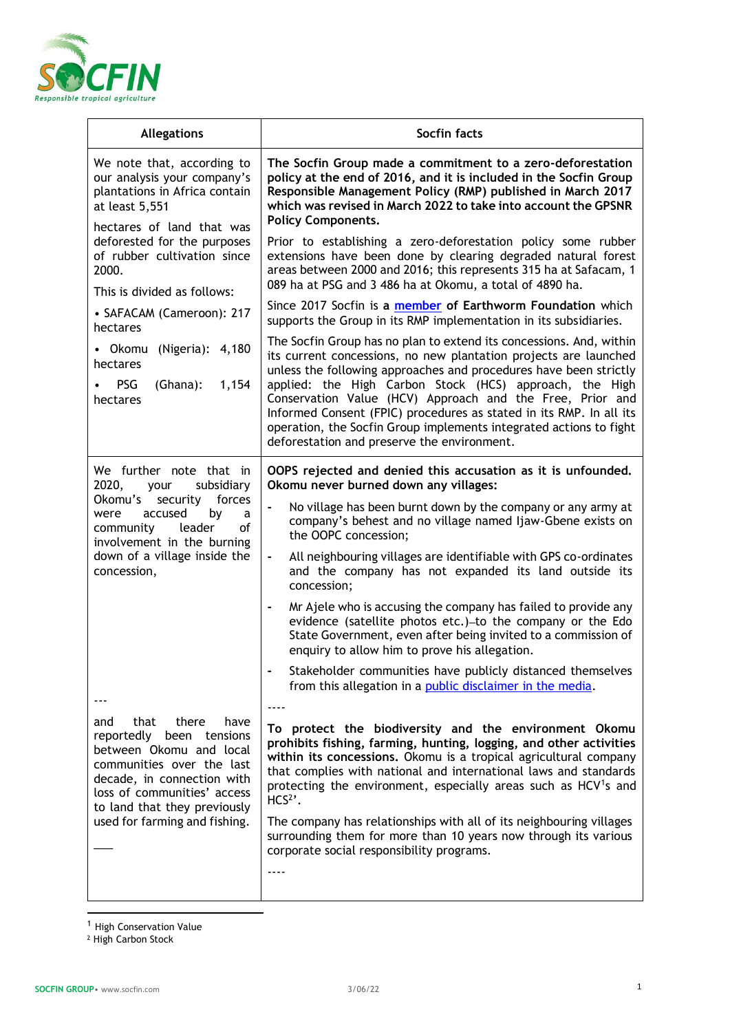| Allegations | Socfin facts |
|---|---|
| We note that, according to our analysis your company's plantations in Africa contain at least 5,551<br><br>hectares of land that was deforested for the purposes of rubber cultivation since 2000.<br><br>This is divided as follows:<br><br>• SAFACAM (Cameroon): 217 hectares<br><br>• Okomu (Nigeria): 4,180 hectares<br><br>• PSG (Ghana): 1,154 hectares | **The Socfin Group made a commitment to a zero-deforestation policy at the end of 2016, and it is included in the Socfin Group Responsible Management Policy (RMP) published in March 2017 which was revised in March 2022 to take into account the GPSNR Policy Components.**<br><br>Prior to establishing a zero-deforestation policy some rubber extensions have been done by clearing degraded natural forest areas between 2000 and 2016; this represents 315 ha at Safacam, 1 089 ha at PSG and 3 486 ha at Okomu, a total of 4890 ha.<br><br>Since 2017 Socfin is **a** [member](#) **of Earthworm Foundation** which supports the Group in its RMP implementation in its subsidiaries.<br><br>The Socfin Group has no plan to extend its concessions. And, within its current concessions, no new plantation projects are launched unless the following approaches and procedures have been strictly applied: the High Carbon Stock (HCS) approach, the High Conservation Value (HCV) Approach and the Free, Prior and Informed Consent (FPIC) procedures as stated in its RMP. In all its operation, the Socfin Group implements integrated actions to fight deforestation and preserve the environment. |
| We further note that in 2020, your subsidiary Okomu's security forces were accused by a community leader of involvement in the burning down of a village inside the concession,<br><br>---<br><br>and that there have reportedly been tensions between Okomu and local communities over the last decade, in connection with loss of communities' access to land that they previously used for farming and fishing.<br><br>___ | **OOPS rejected and denied this accusation as it is unfounded. Okomu never burned down any villages:**<br><br>- No village has been burnt down by the company or any army at company's behest and no village named Ijaw-Gbene exists on the OOPC concession;<br>- All neighbouring villages are identifiable with GPS co-ordinates and the company has not expanded its land outside its concession;<br>- Mr Ajele who is accusing the company has failed to provide any evidence (satellite photos etc.)–to the company or the Edo State Government, even after being invited to a commission of enquiry to allow him to prove his allegation.<br>- Stakeholder communities have publicly distanced themselves from this allegation in a [public disclaimer in the media](#).<br><br>----<br><br>**To protect the biodiversity and the environment Okomu prohibits fishing, farming, hunting, logging, and other activities within its concessions.** Okomu is a tropical agricultural company that complies with national and international laws and standards protecting the environment, especially areas such as HCV[1]s and HCS[2].<br><br>The company has relationships with all of its neighbouring villages surrounding them for more than 10 years now through its various corporate social responsibility programs.<br><br>---- |

[1] High Conservation Value
[2] High Carbon Stock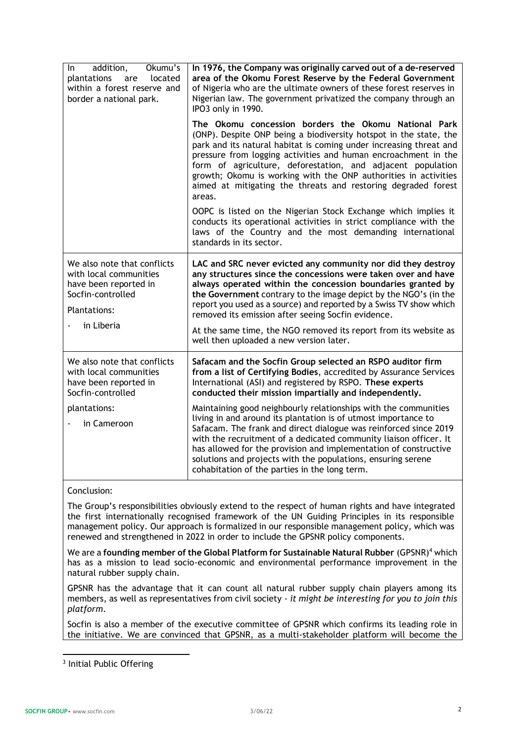| | |
|---|---|
| In addition, Okumu's plantations are located within a forest reserve and border a national park. | **In 1976, the Company was originally carved out of a de-reserved area of the Okomu Forest Reserve by the Federal Government of Nigeria who are the ultimate owners of these forest reserves in Nigerian law. The government privatized the company through an IPO3 only in 1990.** <br><br> **The Okomu concession borders the Okomu National Park** (ONP). Despite ONP being a biodiversity hotspot in the state, the park and its natural habitat is coming under increasing threat and pressure from logging activities and human encroachment in the form of agriculture, deforestation, and adjacent population growth; Okomu is working with the ONP authorities in activities aimed at mitigating the threats and restoring degraded forest areas. <br><br> OOPC is listed on the Nigerian Stock Exchange which implies it conducts its operational activities in strict compliance with the laws of the Country and the most demanding international standards in its sector. |
| We also note that conflicts with local communities have been reported in Socfin-controlled Plantations: <br><br> - in Liberia | **LAC and SRC never evicted any community nor did they destroy any structures since the concessions were taken over and have always operated within the concession boundaries granted by the Government** contrary to the image depict by the NGO's (in the report you used as a source) and reported by a Swiss TV show which removed its emission after seeing Socfin evidence. <br><br> At the same time, the NGO removed its report from its website as well then uploaded a new version later. |
| We also note that conflicts with local communities have been reported in Socfin-controlled plantations: <br><br> - in Cameroon | **Safacam and the Socfin Group selected an RSPO auditor firm from a list of Certifying Bodies**, accredited by Assurance Services International (ASI) and registered by RSPO. **These experts conducted their mission impartially and independently.** <br><br> Maintaining good neighbourly relationships with the communities living in and around its plantation is of utmost importance to Safacam. The frank and direct dialogue was reinforced since 2019 with the recruitment of a dedicated community liaison officer. It has allowed for the provision and implementation of constructive solutions and projects with the populations, ensuring serene cohabitation of the parties in the long term. |

Conclusion:

The Group's responsibilities obviously extend to the respect of human rights and have integrated the first internationally recognised framework of the UN Guiding Principles in its responsible management policy. Our approach is formalized in our responsible management policy, which was renewed and strengthened in 2022 in order to include the GPSNR policy components.

We are a **founding member of the Global Platform for Sustainable Natural Rubber** (GPSNR)[4] which has as a mission to lead socio-economic and environmental performance improvement in the natural rubber supply chain.

GPSNR has the advantage that it can count all natural rubber supply chain players among its members, as well as representatives from civil society - *it might be interesting for you to join this platform*.

Socfin is also a member of the executive committee of GPSNR which confirms its leading role in the initiative. We are convinced that GPSNR, as a multi-stakeholder platform will become the

[3] Initial Public Offering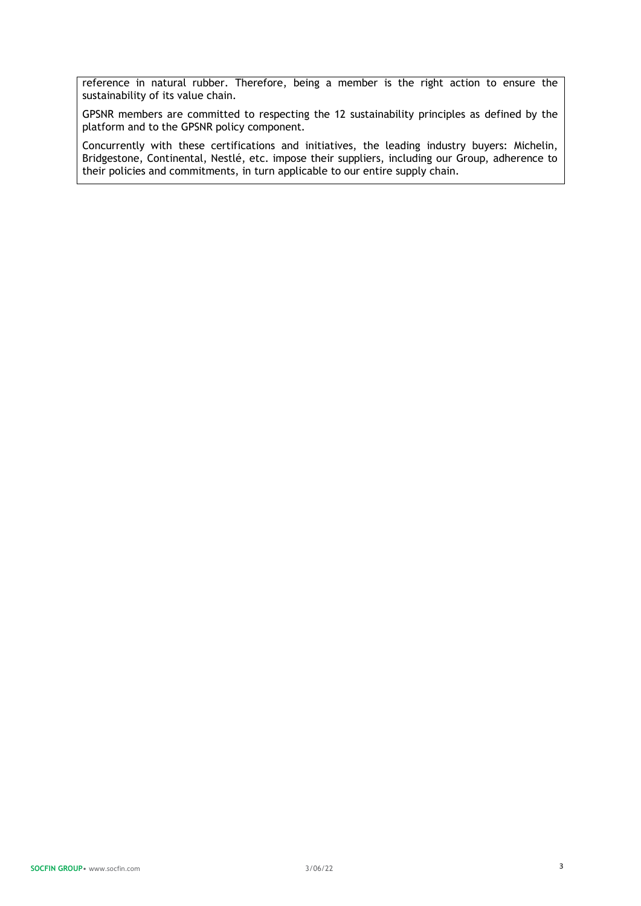reference in natural rubber. Therefore, being a member is the right action to ensure the sustainability of its value chain.

GPSNR members are committed to respecting the 12 sustainability principles as defined by the platform and to the GPSNR policy component.

Concurrently with these certifications and initiatives, the leading industry buyers: Michelin, Bridgestone, Continental, Nestlé, etc. impose their suppliers, including our Group, adherence to their policies and commitments, in turn applicable to our entire supply chain.